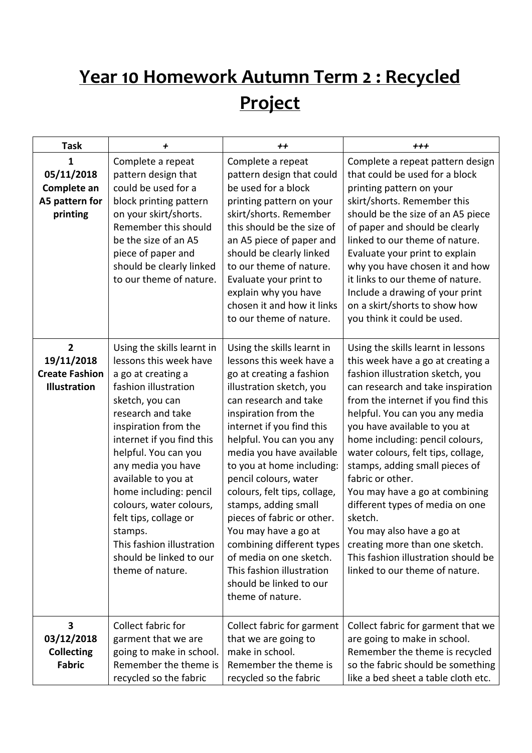# Year 10 Homework Autumn Term 2 : Recycled Project

| Task | + | ++ | +++ |
|---|---|---|---|
| **1**<br>**05/11/2018**<br>**Complete an A5 pattern for printing** | Complete a repeat pattern design that could be used for a block printing pattern on your skirt/shorts. Remember this should be the size of an A5 piece of paper and should be clearly linked to our theme of nature. | Complete a repeat pattern design that could be used for a block printing pattern on your skirt/shorts. Remember this should be the size of an A5 piece of paper and should be clearly linked to our theme of nature. Evaluate your print to explain why you have chosen it and how it links to our theme of nature. | Complete a repeat pattern design that could be used for a block printing pattern on your skirt/shorts. Remember this should be the size of an A5 piece of paper and should be clearly linked to our theme of nature. Evaluate your print to explain why you have chosen it and how it links to our theme of nature. Include a drawing of your print on a skirt/shorts to show how you think it could be used. |
| **2**<br>**19/11/2018**<br>**Create Fashion Illustration** | Using the skills learnt in lessons this week have a go at creating a fashion illustration sketch, you can research and take inspiration from the internet if you find this helpful. You can you any media you have available to you at home including: pencil colours, water colours, felt tips, collage or stamps.<br>This fashion illustration should be linked to our theme of nature. | Using the skills learnt in lessons this week have a go at creating a fashion illustration sketch, you can research and take inspiration from the internet if you find this helpful. You can you any media you have available to you at home including: pencil colours, water colours, felt tips, collage, stamps, adding small pieces of fabric or other. You may have a go at combining different types of media on one sketch. This fashion illustration should be linked to our theme of nature. | Using the skills learnt in lessons this week have a go at creating a fashion illustration sketch, you can research and take inspiration from the internet if you find this helpful. You can you any media you have available to you at home including: pencil colours, water colours, felt tips, collage, stamps, adding small pieces of fabric or other.<br>You may have a go at combining different types of media on one sketch.<br>You may also have a go at creating more than one sketch. This fashion illustration should be linked to our theme of nature. |
| **3**<br>**03/12/2018**<br>**Collecting Fabric** | Collect fabric for garment that we are going to make in school. Remember the theme is recycled so the fabric | Collect fabric for garment that we are going to make in school. Remember the theme is recycled so the fabric | Collect fabric for garment that we are going to make in school. Remember the theme is recycled so the fabric should be something like a bed sheet a table cloth etc. |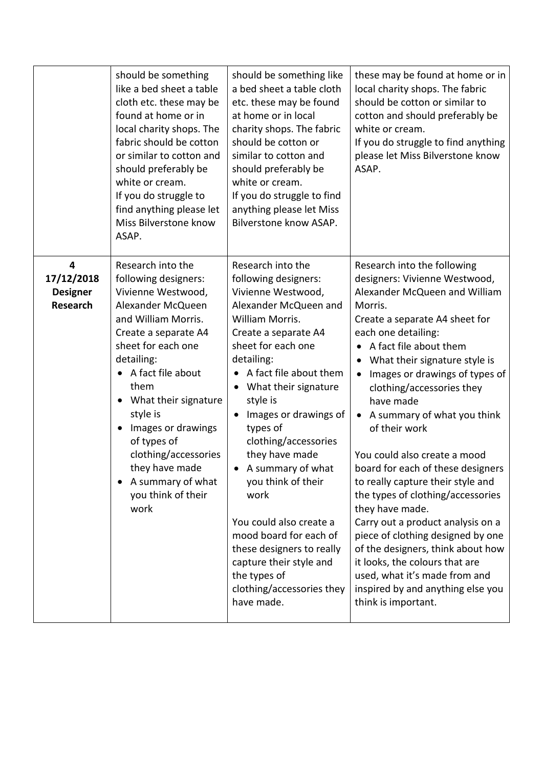| | | | |
|---|---|---|---|
| | should be something like a bed sheet a table cloth etc. these may be found at home or in local charity shops. The fabric should be cotton or similar to cotton and should preferably be white or cream.<br>If you do struggle to find anything please let Miss Bilverstone know ASAP. | should be something like a bed sheet a table cloth etc. these may be found at home or in local charity shops. The fabric should be cotton or similar to cotton and should preferably be white or cream.<br>If you do struggle to find anything please let Miss Bilverstone know ASAP. | these may be found at home or in local charity shops. The fabric should be cotton or similar to cotton and should preferably be white or cream.<br>If you do struggle to find anything please let Miss Bilverstone know ASAP. |
| **4**<br>**17/12/2018**<br>**Designer Research** | Research into the following designers: Vivienne Westwood, Alexander McQueen and William Morris.<br>Create a separate A4 sheet for each one detailing:<br>• A fact file about them<br>• What their signature style is<br>• Images or drawings of types of clothing/accessories they have made<br>• A summary of what you think of their work | Research into the following designers: Vivienne Westwood, Alexander McQueen and William Morris.<br>Create a separate A4 sheet for each one detailing:<br>• A fact file about them<br>• What their signature style is<br>• Images or drawings of types of clothing/accessories they have made<br>• A summary of what you think of their work<br><br>You could also create a mood board for each of these designers to really capture their style and the types of clothing/accessories they have made. | Research into the following designers: Vivienne Westwood, Alexander McQueen and William Morris.<br>Create a separate A4 sheet for each one detailing:<br>• A fact file about them<br>• What their signature style is<br>• Images or drawings of types of clothing/accessories they have made<br>• A summary of what you think of their work<br><br>You could also create a mood board for each of these designers to really capture their style and the types of clothing/accessories they have made.<br>Carry out a product analysis on a piece of clothing designed by one of the designers, think about how it looks, the colours that are used, what it's made from and inspired by and anything else you think is important. |